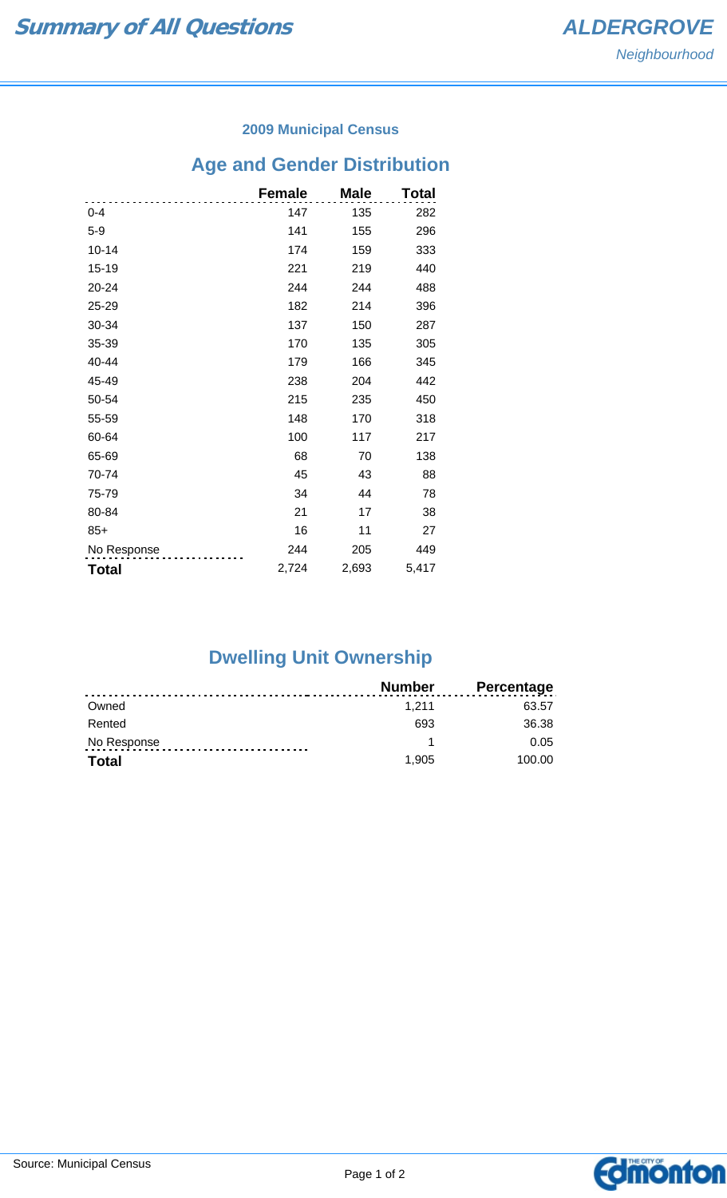# Summary of All Questions

## ALDERGROVE

*Neighbourhood*

**2009 Municipal Census**

## Age and Gender Distribution

| | Female | Male | Total |
|---|---|---|---|
| 0-4 | 147 | 135 | 282 |
| 5-9 | 141 | 155 | 296 |
| 10-14 | 174 | 159 | 333 |
| 15-19 | 221 | 219 | 440 |
| 20-24 | 244 | 244 | 488 |
| 25-29 | 182 | 214 | 396 |
| 30-34 | 137 | 150 | 287 |
| 35-39 | 170 | 135 | 305 |
| 40-44 | 179 | 166 | 345 |
| 45-49 | 238 | 204 | 442 |
| 50-54 | 215 | 235 | 450 |
| 55-59 | 148 | 170 | 318 |
| 60-64 | 100 | 117 | 217 |
| 65-69 | 68 | 70 | 138 |
| 70-74 | 45 | 43 | 88 |
| 75-79 | 34 | 44 | 78 |
| 80-84 | 21 | 17 | 38 |
| 85+ | 16 | 11 | 27 |
| No Response | 244 | 205 | 449 |
| **Total** | 2,724 | 2,693 | 5,417 |

## Dwelling Unit Ownership

| | Number | Percentage |
|---|---|---|
| Owned | 1,211 | 63.57 |
| Rented | 693 | 36.38 |
| No Response | 1 | 0.05 |
| **Total** | 1,905 | 100.00 |

Source: Municipal Census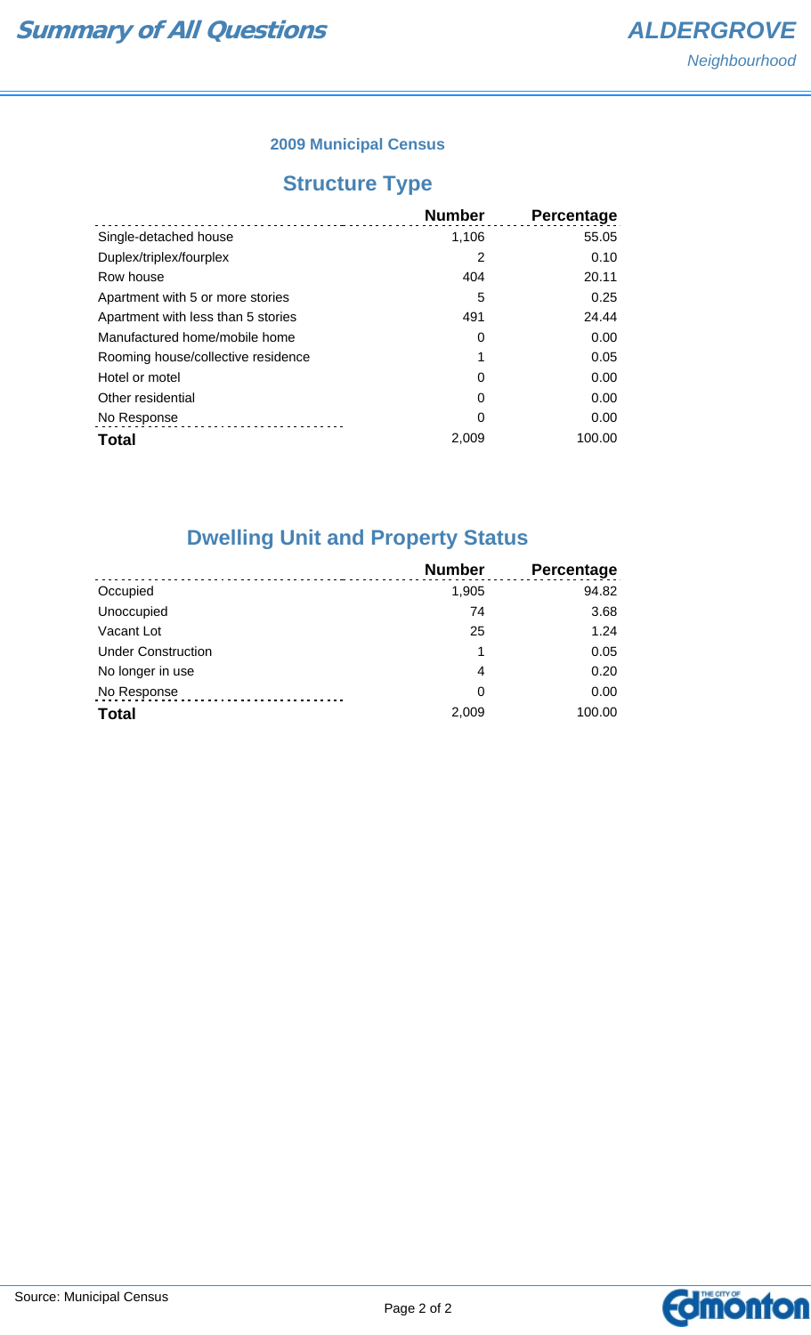# Summary of All Questions

## ALDERGROVE

*Neighbourhood*

### 2009 Municipal Census

## Structure Type

| | Number | Percentage |
|---|---|---|
| Single-detached house | 1,106 | 55.05 |
| Duplex/triplex/fourplex | 2 | 0.10 |
| Row house | 404 | 20.11 |
| Apartment with 5 or more stories | 5 | 0.25 |
| Apartment with less than 5 stories | 491 | 24.44 |
| Manufactured home/mobile home | 0 | 0.00 |
| Rooming house/collective residence | 1 | 0.05 |
| Hotel or motel | 0 | 0.00 |
| Other residential | 0 | 0.00 |
| No Response | 0 | 0.00 |
| **Total** | 2,009 | 100.00 |

## Dwelling Unit and Property Status

| | Number | Percentage |
|---|---|---|
| Occupied | 1,905 | 94.82 |
| Unoccupied | 74 | 3.68 |
| Vacant Lot | 25 | 1.24 |
| Under Construction | 1 | 0.05 |
| No longer in use | 4 | 0.20 |
| No Response | 0 | 0.00 |
| **Total** | 2,009 | 100.00 |

Source: Municipal Census